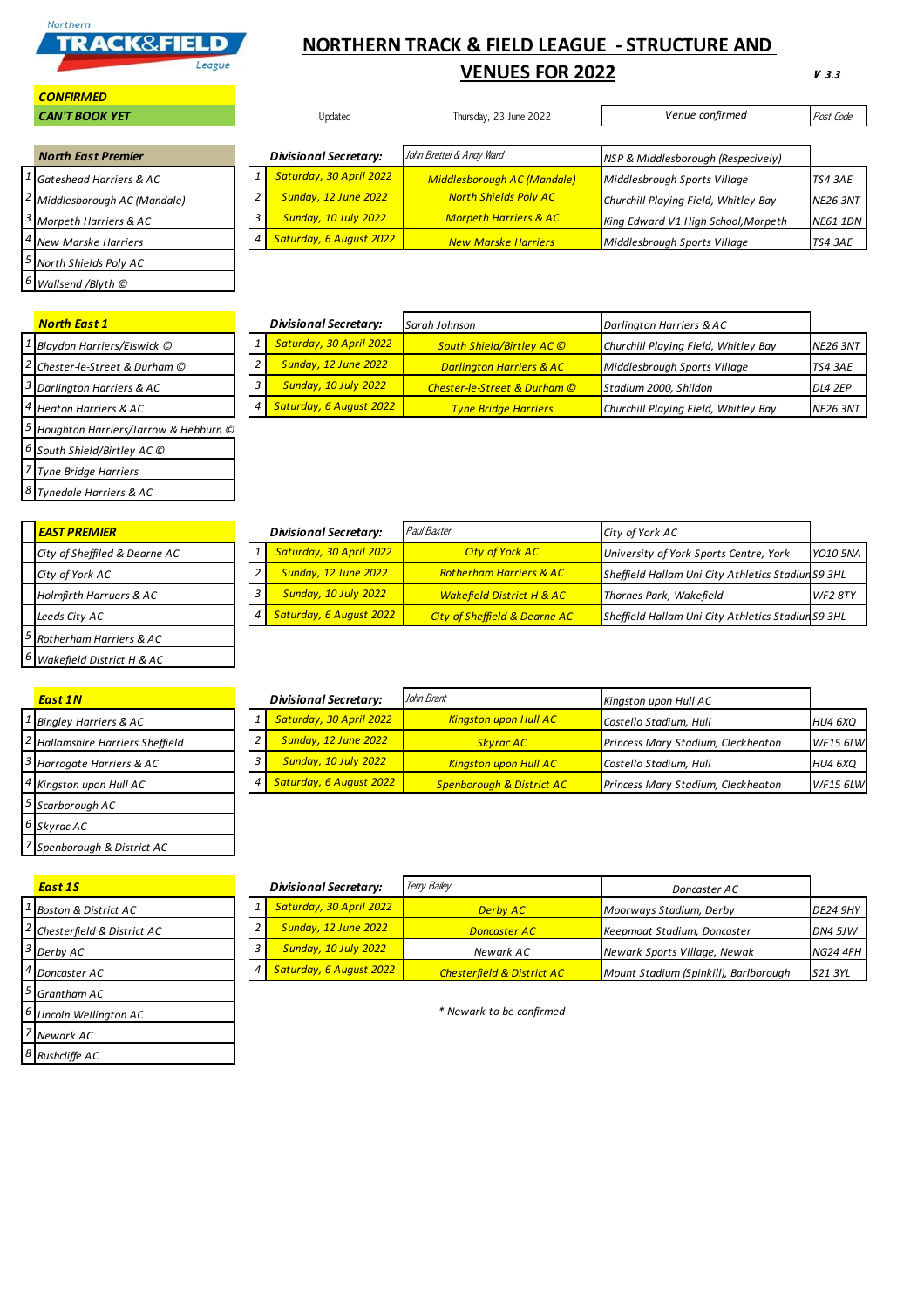Northern TRACK&FIELD League

# NORTHERN TRACK & FIELD LEAGUE - STRUCTURE AND VENUES FOR 2022

*V 3.3*

| CONFIRMED | |
|---|---|
| CAN'T BOOK YET | |

Updated: Thursday, 23 June 2022

## North East Premier

| | Team |
|---|---|
| 1 | Gateshead Harriers & AC |
| 2 | Middlesborough AC (Mandale) |
| 3 | Morpeth Harriers & AC |
| 4 | New Marske Harriers |
| 5 | North Shields Poly AC |
| 6 | Wallsend /Blyth © |

Divisional Secretary: John Brettel & Andy Ward — NSP & Middlesborough (Respecively)

| | Date | Host | Venue confirmed | Post Code |
|---|---|---|---|---|
| 1 | Saturday, 30 April 2022 | Middlesborough AC (Mandale) | Middlesbrough Sports Village | TS4 3AE |
| 2 | Sunday, 12 June 2022 | North Shields Poly AC | Churchill Playing Field, Whitley Bay | NE26 3NT |
| 3 | Sunday, 10 July 2022 | Morpeth Harriers & AC | King Edward V1 High School,Morpeth | NE61 1DN |
| 4 | Saturday, 6 August 2022 | New Marske Harriers | Middlesbrough Sports Village | TS4 3AE |

## North East 1

| | Team |
|---|---|
| 1 | Blaydon Harriers/Elswick © |
| 2 | Chester-le-Street & Durham © |
| 3 | Darlington Harriers & AC |
| 4 | Heaton Harriers & AC |
| 5 | Houghton Harriers/Jarrow & Hebburn © |
| 6 | South Shield/Birtley AC © |
| 7 | Tyne Bridge Harriers |
| 8 | Tynedale Harriers & AC |

Divisional Secretary: Sarah Johnson — Darlington Harriers & AC

| | Date | Host | Venue confirmed | Post Code |
|---|---|---|---|---|
| 1 | Saturday, 30 April 2022 | South Shield/Birtley AC © | Churchill Playing Field, Whitley Bay | NE26 3NT |
| 2 | Sunday, 12 June 2022 | Darlington Harriers & AC | Middlesbrough Sports Village | TS4 3AE |
| 3 | Sunday, 10 July 2022 | Chester-le-Street & Durham © | Stadium 2000, Shildon | DL4 2EP |
| 4 | Saturday, 6 August 2022 | Tyne Bridge Harriers | Churchill Playing Field, Whitley Bay | NE26 3NT |

## EAST PREMIER

| | Team |
|---|---|
| | City of Sheffield & Dearne AC |
| | City of York AC |
| | Holmfirth Harruers & AC |
| | Leeds City AC |
| 5 | Rotherham Harriers & AC |
| 6 | Wakefield District H & AC |

Divisional Secretary: Paul Baxter — City of York AC

| | Date | Host | Venue confirmed | Post Code |
|---|---|---|---|---|
| 1 | Saturday, 30 April 2022 | City of York AC | University of York Sports Centre, York | YO10 5NA |
| 2 | Sunday, 12 June 2022 | Rotherham Harriers & AC | Sheffield Hallam Uni City Athletics Stadium | S9 3HL |
| 3 | Sunday, 10 July 2022 | Wakefield District H & AC | Thornes Park, Wakefield | WF2 8TY |
| 4 | Saturday, 6 August 2022 | City of Sheffield & Dearne AC | Sheffield Hallam Uni City Athletics Stadium | S9 3HL |

## East 1N

| | Team |
|---|---|
| 1 | Bingley Harriers & AC |
| 2 | Hallamshire Harriers Sheffield |
| 3 | Harrogate Harriers & AC |
| 4 | Kingston upon Hull AC |
| 5 | Scarborough AC |
| 6 | Skyrac AC |
| 7 | Spenborough & District AC |

Divisional Secretary: John Brant — Kingston upon Hull AC

| | Date | Host | Venue confirmed | Post Code |
|---|---|---|---|---|
| 1 | Saturday, 30 April 2022 | Kingston upon Hull AC | Costello Stadium, Hull | HU4 6XQ |
| 2 | Sunday, 12 June 2022 | Skyrac AC | Princess Mary Stadium, Cleckheaton | WF15 6LW |
| 3 | Sunday, 10 July 2022 | Kingston upon Hull AC | Costello Stadium, Hull | HU4 6XQ |
| 4 | Saturday, 6 August 2022 | Spenborough & District AC | Princess Mary Stadium, Cleckheaton | WF15 6LW |

## East 1S

| | Team |
|---|---|
| 1 | Boston & District AC |
| 2 | Chesterfield & District AC |
| 3 | Derby AC |
| 4 | Doncaster AC |
| 5 | Grantham AC |
| 6 | Lincoln Wellington AC |
| 7 | Newark AC |
| 8 | Rushcliffe AC |

Divisional Secretary: Terry Bailey — Doncaster AC

| | Date | Host | Venue confirmed | Post Code |
|---|---|---|---|---|
| 1 | Saturday, 30 April 2022 | Derby AC | Moorways Stadium, Derby | DE24 9HY |
| 2 | Sunday, 12 June 2022 | Doncaster AC | Keepmoat Stadium, Doncaster | DN4 5JW |
| 3 | Sunday, 10 July 2022 | Newark AC | Newark Sports Village, Newak | NG24 4FH |
| 4 | Saturday, 6 August 2022 | Chesterfield & District AC | Mount Stadium (Spinkill), Barlborough | S21 3YL |

\* Newark to be confirmed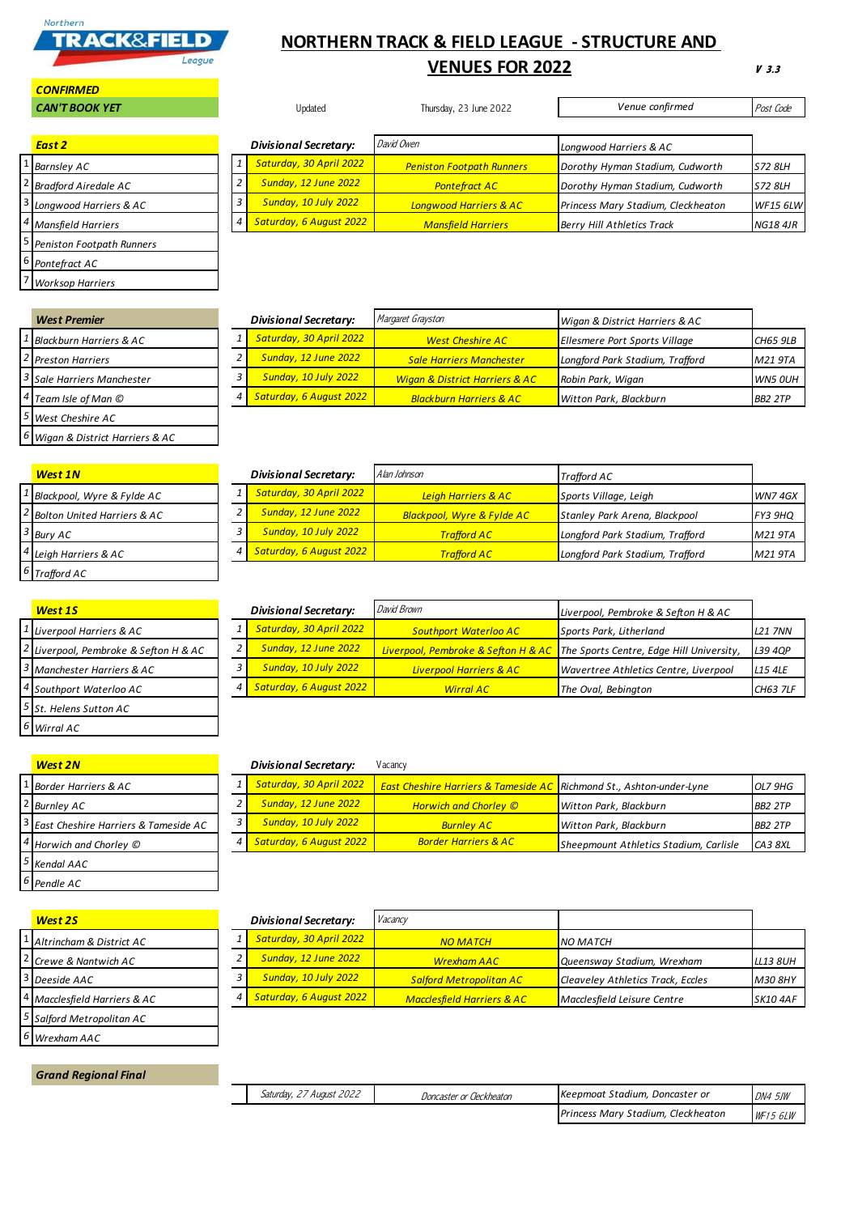# NORTHERN TRACK & FIELD LEAGUE - STRUCTURE AND VENUES FOR 2022

Northern TRACK&FIELD League

*V 3.3*

**CONFIRMED**
**CAN'T BOOK YET**

Updated Thursday, 23 June 2022

| Venue confirmed | Post Code |
|---|---|

## East 2

1. Barnsley AC
2. Bradford Airedale AC
3. Longwood Harriers & AC
4. Mansfield Harriers
5. Peniston Footpath Runners
6. Pontefract AC
7. Worksop Harriers

| | Divisional Secretary: | David Owen | Longwood Harriers & AC | |
|---|---|---|---|---|
| 1 | Saturday, 30 April 2022 | Peniston Footpath Runners | Dorothy Hyman Stadium, Cudworth | S72 8LH |
| 2 | Sunday, 12 June 2022 | Pontefract AC | Dorothy Hyman Stadium, Cudworth | S72 8LH |
| 3 | Sunday, 10 July 2022 | Longwood Harriers & AC | Princess Mary Stadium, Cleckheaton | WF15 6LW |
| 4 | Saturday, 6 August 2022 | Mansfield Harriers | Berry Hill Athletics Track | NG18 4JR |

## West Premier

1. Blackburn Harriers & AC
2. Preston Harriers
3. Sale Harriers Manchester
4. Team Isle of Man ©
5. West Cheshire AC
6. Wigan & District Harriers & AC

| | Divisional Secretary: | Margaret Grayston | Wigan & District Harriers & AC | |
|---|---|---|---|---|
| 1 | Saturday, 30 April 2022 | West Cheshire AC | Ellesmere Port Sports Village | CH65 9LB |
| 2 | Sunday, 12 June 2022 | Sale Harriers Manchester | Longford Park Stadium, Trafford | M21 9TA |
| 3 | Sunday, 10 July 2022 | Wigan & District Harriers & AC | Robin Park, Wigan | WN5 0UH |
| 4 | Saturday, 6 August 2022 | Blackburn Harriers & AC | Witton Park, Blackburn | BB2 2TP |

## West 1N

1. Blackpool, Wyre & Fylde AC
2. Bolton United Harriers & AC
3. Bury AC
4. Leigh Harriers & AC
6. Trafford AC

| | Divisional Secretary: | Alan Johnson | Trafford AC | |
|---|---|---|---|---|
| 1 | Saturday, 30 April 2022 | Leigh Harriers & AC | Sports Village, Leigh | WN7 4GX |
| 2 | Sunday, 12 June 2022 | Blackpool, Wyre & Fylde AC | Stanley Park Arena, Blackpool | FY3 9HQ |
| 3 | Sunday, 10 July 2022 | Trafford AC | Longford Park Stadium, Trafford | M21 9TA |
| 4 | Saturday, 6 August 2022 | Trafford AC | Longford Park Stadium, Trafford | M21 9TA |

## West 1S

1. Liverpool Harriers & AC
2. Liverpool, Pembroke & Sefton H & AC
3. Manchester Harriers & AC
4. Southport Waterloo AC
5. St. Helens Sutton AC
6. Wirral AC

| | Divisional Secretary: | David Brown | Liverpool, Pembroke & Sefton H & AC | |
|---|---|---|---|---|
| 1 | Saturday, 30 April 2022 | Southport Waterloo AC | Sports Park, Litherland | L21 7NN |
| 2 | Sunday, 12 June 2022 | Liverpool, Pembroke & Sefton H & AC | The Sports Centre, Edge Hill University, | L39 4QP |
| 3 | Sunday, 10 July 2022 | Liverpool Harriers & AC | Wavertree Athletics Centre, Liverpool | L15 4LE |
| 4 | Saturday, 6 August 2022 | Wirral AC | The Oval, Bebington | CH63 7LF |

## West 2N

1. Border Harriers & AC
2. Burnley AC
3. East Cheshire Harriers & Tameside AC
4. Horwich and Chorley ©
5. Kendal AAC
6. Pendle AC

| | Divisional Secretary: | Vacancy | | |
|---|---|---|---|---|
| 1 | Saturday, 30 April 2022 | East Cheshire Harriers & Tameside AC | Richmond St., Ashton-under-Lyne | OL7 9HG |
| 2 | Sunday, 12 June 2022 | Horwich and Chorley © | Witton Park, Blackburn | BB2 2TP |
| 3 | Sunday, 10 July 2022 | Burnley AC | Witton Park, Blackburn | BB2 2TP |
| 4 | Saturday, 6 August 2022 | Border Harriers & AC | Sheepmount Athletics Stadium, Carlisle | CA3 8XL |

## West 2S

1. Altrincham & District AC
2. Crewe & Nantwich AC
3. Deeside AAC
4. Macclesfield Harriers & AC
5. Salford Metropolitan AC
6. Wrexham AAC

| | Divisional Secretary: | Vacancy | | |
|---|---|---|---|---|
| 1 | Saturday, 30 April 2022 | NO MATCH | NO MATCH | |
| 2 | Sunday, 12 June 2022 | Wrexham AAC | Queensway Stadium, Wrexham | LL13 8UH |
| 3 | Sunday, 10 July 2022 | Salford Metropolitan AC | Cleaveley Athletics Track, Eccles | M30 8HY |
| 4 | Saturday, 6 August 2022 | Macclesfield Harriers & AC | Macclesfield Leisure Centre | SK10 4AF |

## Grand Regional Final

| | | | |
|---|---|---|---|
| Saturday, 27 August 2022 | Doncaster or Cleckheaton | Keepmoat Stadium, Doncaster or | DN4 5JW |
| | | Princess Mary Stadium, Cleckheaton | WF15 6LW |